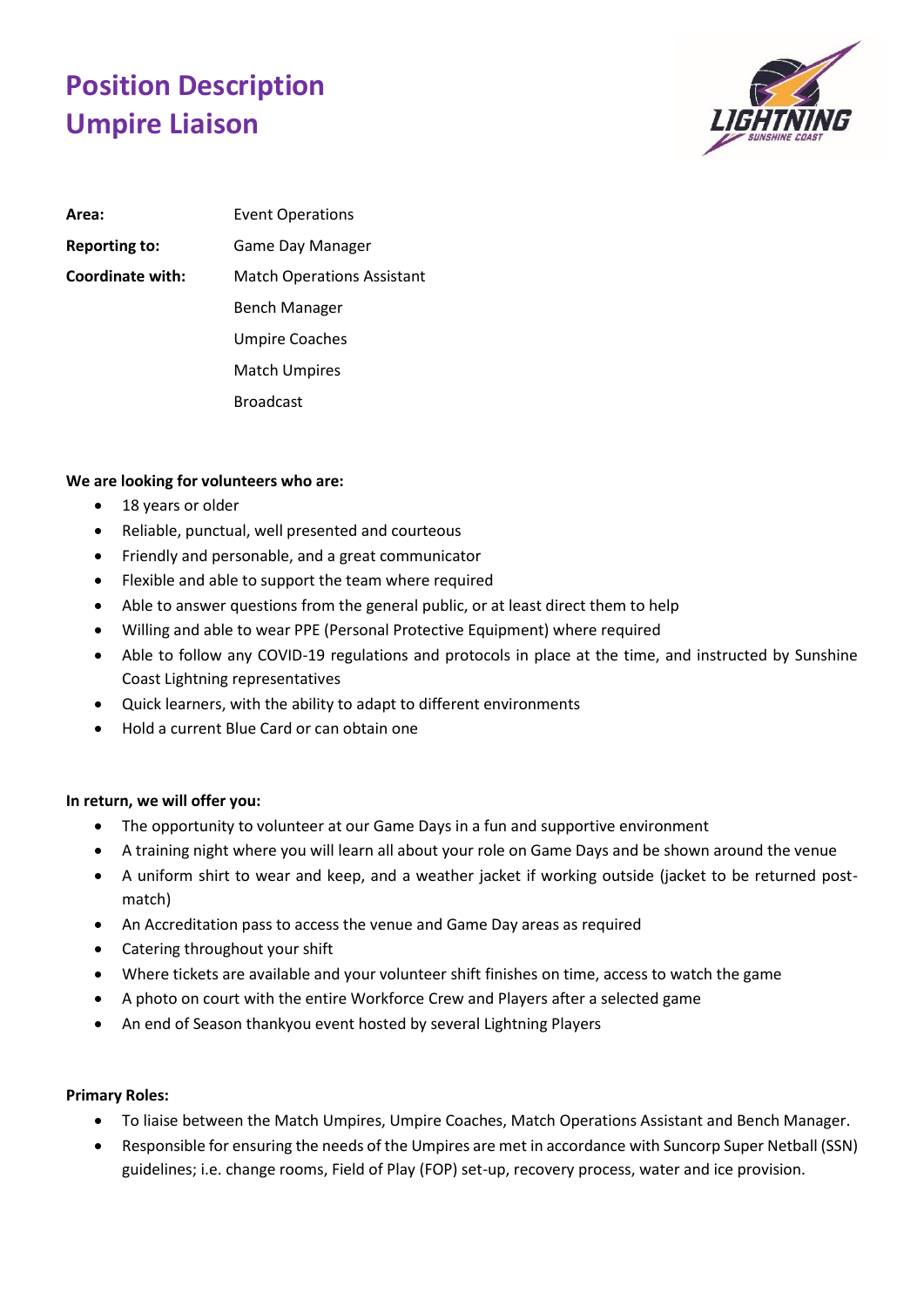# Position Description
# Umpire Liaison

| | |
|---|---|
| **Area:** | Event Operations |
| **Reporting to:** | Game Day Manager |
| **Coordinate with:** | Match Operations Assistant |
| | Bench Manager |
| | Umpire Coaches |
| | Match Umpires |
| | Broadcast |

**We are looking for volunteers who are:**

- 18 years or older
- Reliable, punctual, well presented and courteous
- Friendly and personable, and a great communicator
- Flexible and able to support the team where required
- Able to answer questions from the general public, or at least direct them to help
- Willing and able to wear PPE (Personal Protective Equipment) where required
- Able to follow any COVID-19 regulations and protocols in place at the time, and instructed by Sunshine Coast Lightning representatives
- Quick learners, with the ability to adapt to different environments
- Hold a current Blue Card or can obtain one

**In return, we will offer you:**

- The opportunity to volunteer at our Game Days in a fun and supportive environment
- A training night where you will learn all about your role on Game Days and be shown around the venue
- A uniform shirt to wear and keep, and a weather jacket if working outside (jacket to be returned post-match)
- An Accreditation pass to access the venue and Game Day areas as required
- Catering throughout your shift
- Where tickets are available and your volunteer shift finishes on time, access to watch the game
- A photo on court with the entire Workforce Crew and Players after a selected game
- An end of Season thankyou event hosted by several Lightning Players

**Primary Roles:**

- To liaise between the Match Umpires, Umpire Coaches, Match Operations Assistant and Bench Manager.
- Responsible for ensuring the needs of the Umpires are met in accordance with Suncorp Super Netball (SSN) guidelines; i.e. change rooms, Field of Play (FOP) set-up, recovery process, water and ice provision.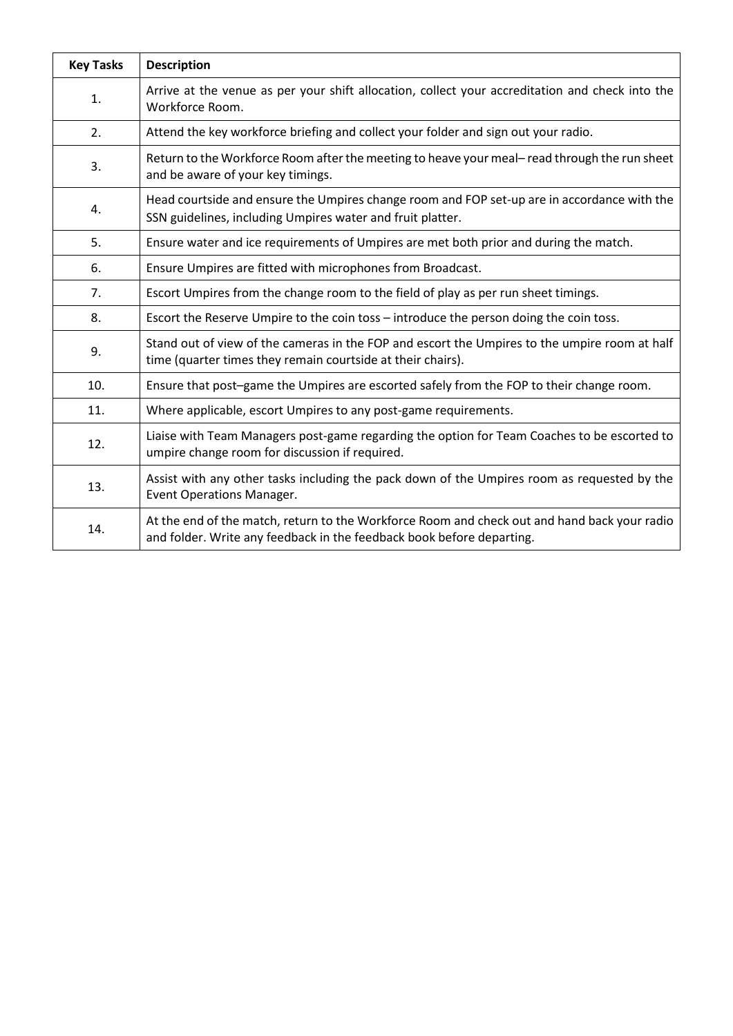| Key Tasks | Description |
|---|---|
| 1. | Arrive at the venue as per your shift allocation, collect your accreditation and check into the Workforce Room. |
| 2. | Attend the key workforce briefing and collect your folder and sign out your radio. |
| 3. | Return to the Workforce Room after the meeting to heave your meal– read through the run sheet and be aware of your key timings. |
| 4. | Head courtside and ensure the Umpires change room and FOP set-up are in accordance with the SSN guidelines, including Umpires water and fruit platter. |
| 5. | Ensure water and ice requirements of Umpires are met both prior and during the match. |
| 6. | Ensure Umpires are fitted with microphones from Broadcast. |
| 7. | Escort Umpires from the change room to the field of play as per run sheet timings. |
| 8. | Escort the Reserve Umpire to the coin toss – introduce the person doing the coin toss. |
| 9. | Stand out of view of the cameras in the FOP and escort the Umpires to the umpire room at half time (quarter times they remain courtside at their chairs). |
| 10. | Ensure that post–game the Umpires are escorted safely from the FOP to their change room. |
| 11. | Where applicable, escort Umpires to any post-game requirements. |
| 12. | Liaise with Team Managers post-game regarding the option for Team Coaches to be escorted to umpire change room for discussion if required. |
| 13. | Assist with any other tasks including the pack down of the Umpires room as requested by the Event Operations Manager. |
| 14. | At the end of the match, return to the Workforce Room and check out and hand back your radio and folder. Write any feedback in the feedback book before departing. |